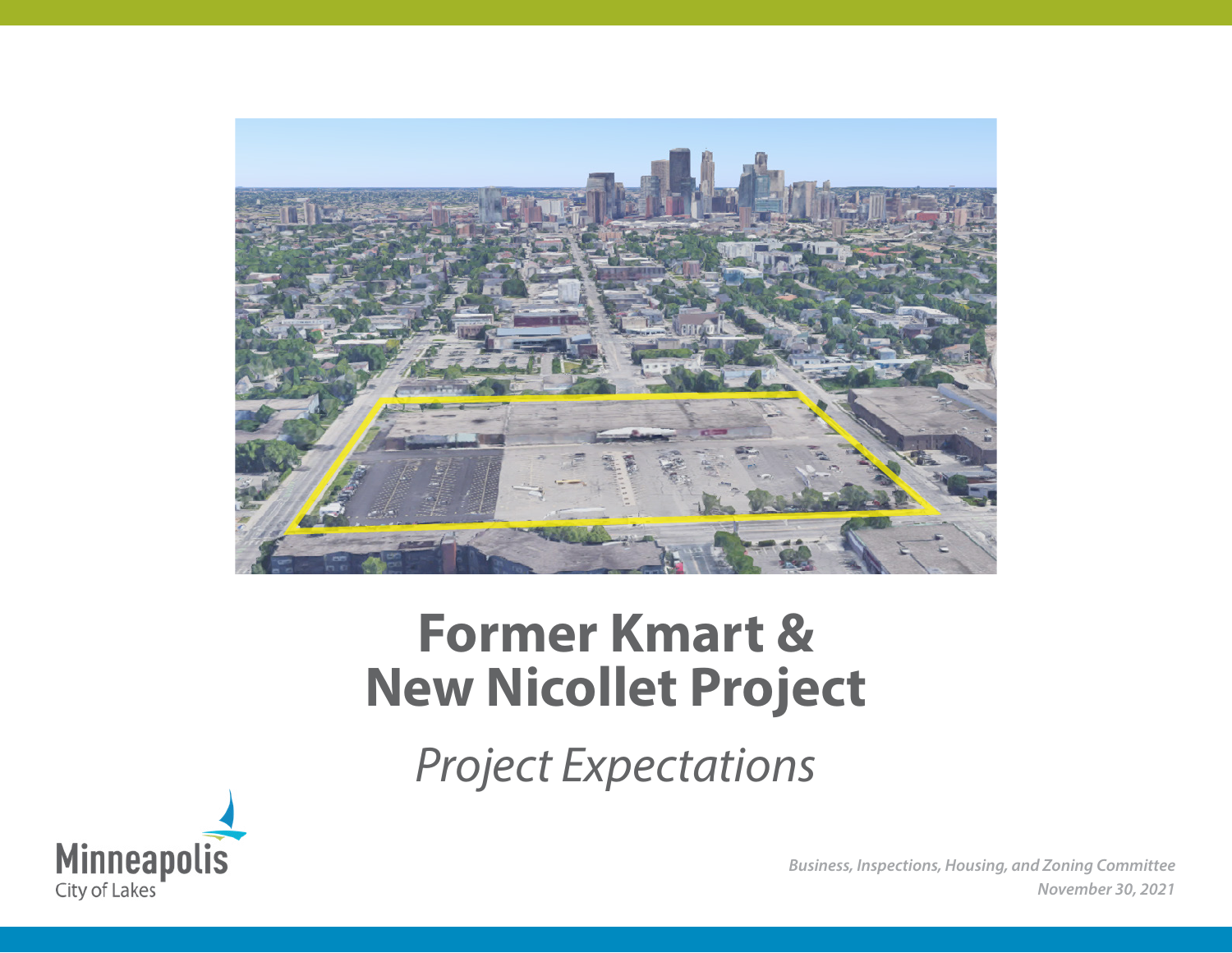# Former Kmart & New Nicollet Project

*Project Expectations*

Minneapolis
City of Lakes

*Business, Inspections, Housing, and Zoning Committee*
*November 30, 2021*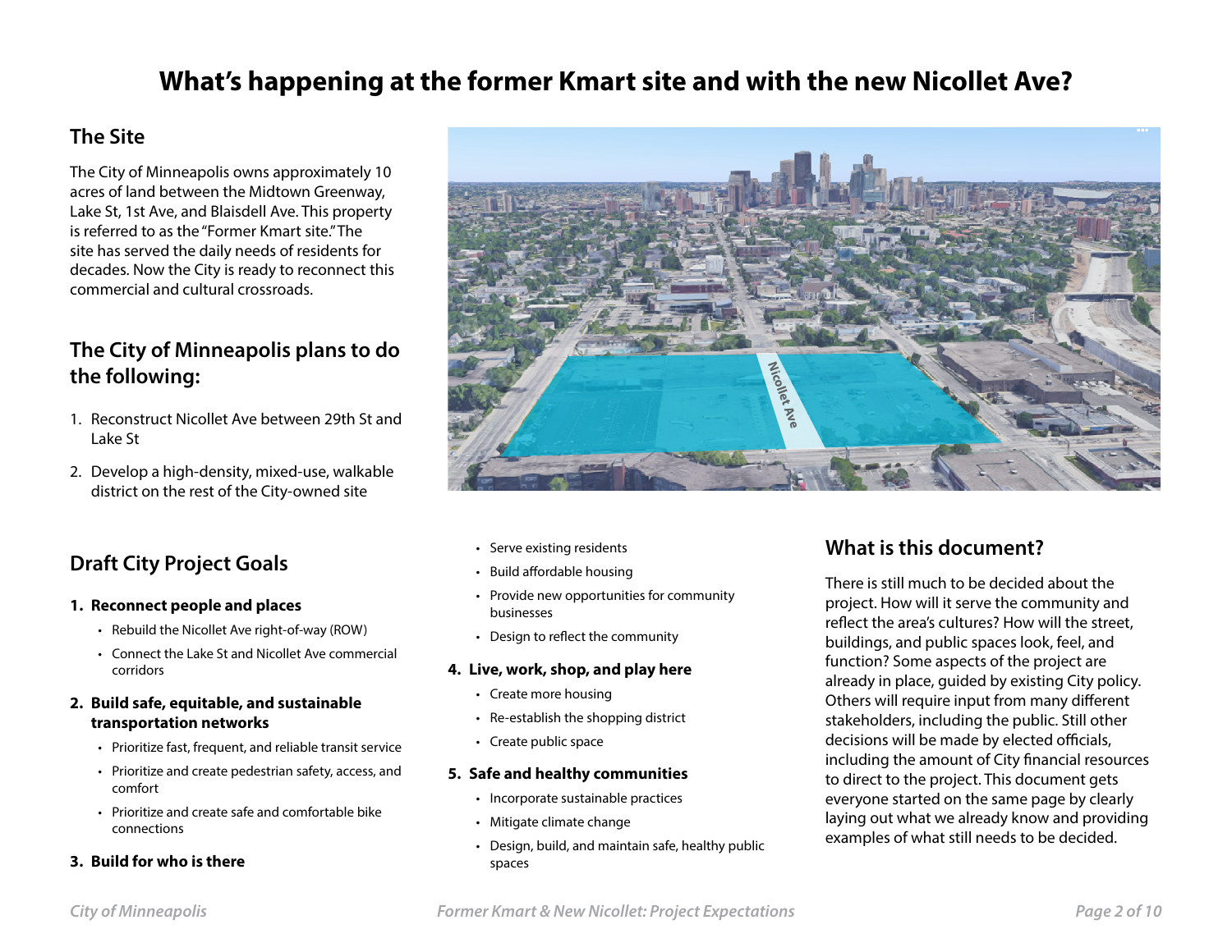# What's happening at the former Kmart site and with the new Nicollet Ave?

## The Site

The City of Minneapolis owns approximately 10 acres of land between the Midtown Greenway, Lake St, 1st Ave, and Blaisdell Ave. This property is referred to as the "Former Kmart site." The site has served the daily needs of residents for decades. Now the City is ready to reconnect this commercial and cultural crossroads.

## The City of Minneapolis plans to do the following:

1. Reconstruct Nicollet Ave between 29th St and Lake St
2. Develop a high-density, mixed-use, walkable district on the rest of the City-owned site

## Draft City Project Goals

1. **Reconnect people and places**
   - Rebuild the Nicollet Ave right-of-way (ROW)
   - Connect the Lake St and Nicollet Ave commercial corridors
2. **Build safe, equitable, and sustainable transportation networks**
   - Prioritize fast, frequent, and reliable transit service
   - Prioritize and create pedestrian safety, access, and comfort
   - Prioritize and create safe and comfortable bike connections
3. **Build for who is there**
   - Serve existing residents
   - Build affordable housing
   - Provide new opportunities for community businesses
   - Design to reflect the community
4. **Live, work, shop, and play here**
   - Create more housing
   - Re-establish the shopping district
   - Create public space
5. **Safe and healthy communities**
   - Incorporate sustainable practices
   - Mitigate climate change
   - Design, build, and maintain safe, healthy public spaces

## What is this document?

There is still much to be decided about the project. How will it serve the community and reflect the area's cultures? How will the street, buildings, and public spaces look, feel, and function? Some aspects of the project are already in place, guided by existing City policy. Others will require input from many different stakeholders, including the public. Still other decisions will be made by elected officials, including the amount of City financial resources to direct to the project. This document gets everyone started on the same page by clearly laying out what we already know and providing examples of what still needs to be decided.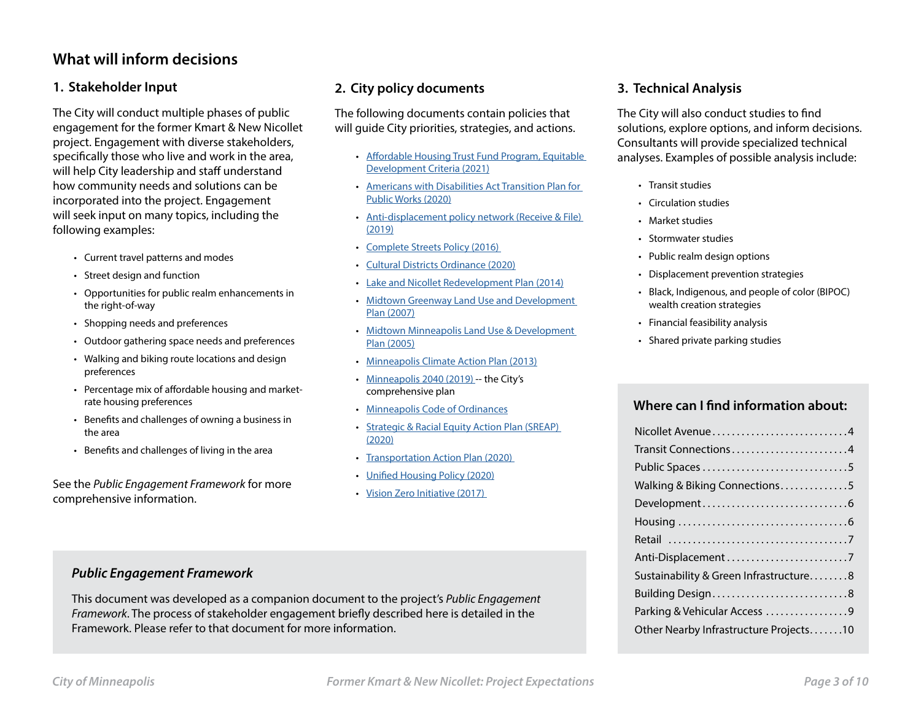## What will inform decisions

### 1. Stakeholder Input

The City will conduct multiple phases of public engagement for the former Kmart & New Nicollet project. Engagement with diverse stakeholders, specifically those who live and work in the area, will help City leadership and staff understand how community needs and solutions can be incorporated into the project. Engagement will seek input on many topics, including the following examples:

- Current travel patterns and modes
- Street design and function
- Opportunities for public realm enhancements in the right-of-way
- Shopping needs and preferences
- Outdoor gathering space needs and preferences
- Walking and biking route locations and design preferences
- Percentage mix of affordable housing and market-rate housing preferences
- Benefits and challenges of owning a business in the area
- Benefits and challenges of living in the area

See the *Public Engagement Framework* for more comprehensive information.

### 2. City policy documents

The following documents contain policies that will guide City priorities, strategies, and actions.

- Affordable Housing Trust Fund Program, Equitable Development Criteria (2021)
- Americans with Disabilities Act Transition Plan for Public Works (2020)
- Anti-displacement policy network (Receive & File) (2019)
- Complete Streets Policy (2016)
- Cultural Districts Ordinance (2020)
- Lake and Nicollet Redevelopment Plan (2014)
- Midtown Greenway Land Use and Development Plan (2007)
- Midtown Minneapolis Land Use & Development Plan (2005)
- Minneapolis Climate Action Plan (2013)
- Minneapolis 2040 (2019) -- the City's comprehensive plan
- Minneapolis Code of Ordinances
- Strategic & Racial Equity Action Plan (SREAP) (2020)
- Transportation Action Plan (2020)
- Unified Housing Policy (2020)
- Vision Zero Initiative (2017)

### 3. Technical Analysis

The City will also conduct studies to find solutions, explore options, and inform decisions. Consultants will provide specialized technical analyses. Examples of possible analysis include:

- Transit studies
- Circulation studies
- Market studies
- Stormwater studies
- Public realm design options
- Displacement prevention strategies
- Black, Indigenous, and people of color (BIPOC) wealth creation strategies
- Financial feasibility analysis
- Shared private parking studies

### *Public Engagement Framework*

This document was developed as a companion document to the project's *Public Engagement Framework*. The process of stakeholder engagement briefly described here is detailed in the Framework. Please refer to that document for more information.

### Where can I find information about:

- Nicollet Avenue ........ 4
- Transit Connections ........ 4
- Public Spaces ........ 5
- Walking & Biking Connections ........ 5
- Development ........ 6
- Housing ........ 6
- Retail ........ 7
- Anti-Displacement ........ 7
- Sustainability & Green Infrastructure ........ 8
- Building Design ........ 8
- Parking & Vehicular Access ........ 9
- Other Nearby Infrastructure Projects ........ 10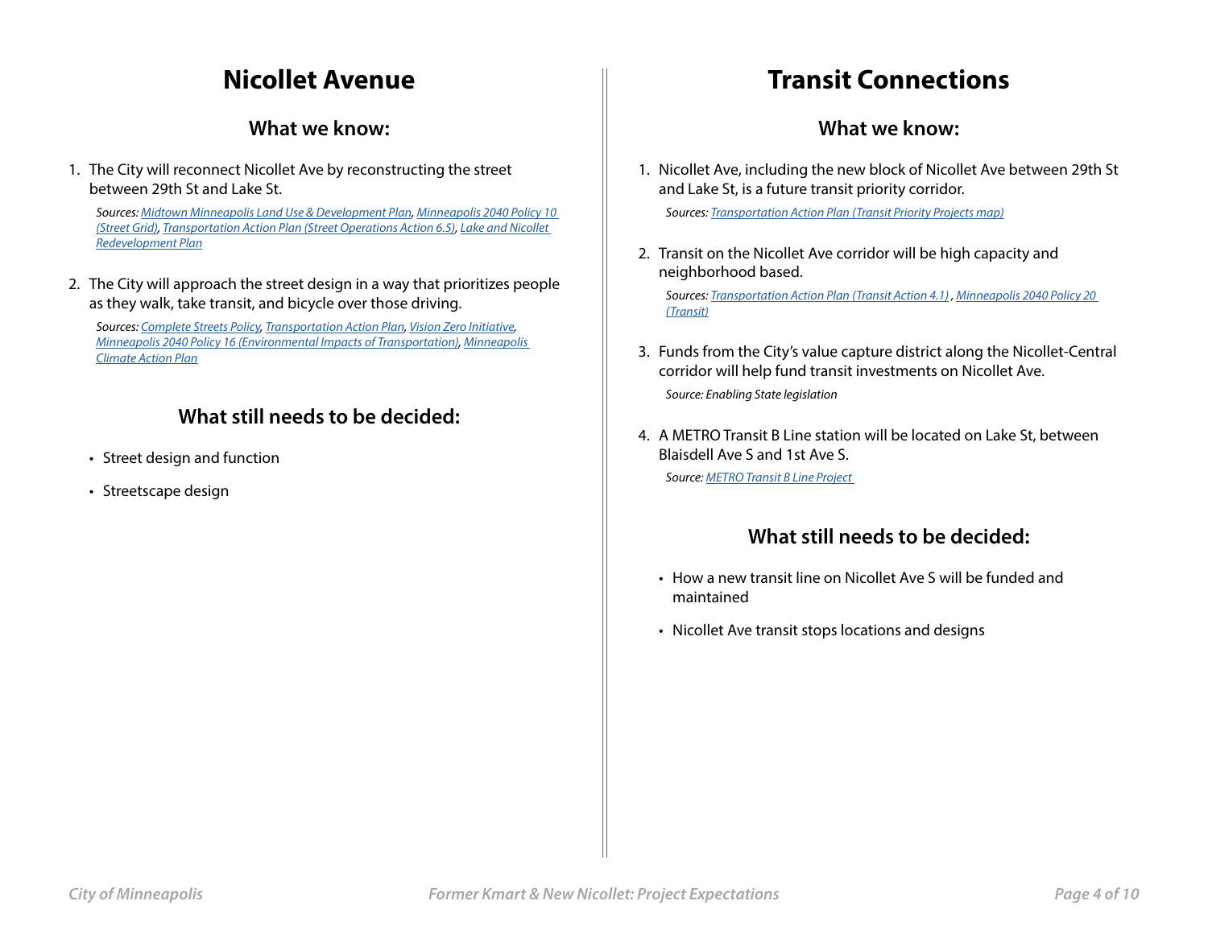## Nicollet Avenue

### What we know:

1. The City will reconnect Nicollet Ave by reconstructing the street between 29th St and Lake St.

   *Sources: Midtown Minneapolis Land Use & Development Plan, Minneapolis 2040 Policy 10 (Street Grid), Transportation Action Plan (Street Operations Action 6.5), Lake and Nicollet Redevelopment Plan*

2. The City will approach the street design in a way that prioritizes people as they walk, take transit, and bicycle over those driving.

   *Sources: Complete Streets Policy, Transportation Action Plan, Vision Zero Initiative, Minneapolis 2040 Policy 16 (Environmental Impacts of Transportation), Minneapolis Climate Action Plan*

### What still needs to be decided:

- Street design and function
- Streetscape design

## Transit Connections

### What we know:

1. Nicollet Ave, including the new block of Nicollet Ave between 29th St and Lake St, is a future transit priority corridor.

   *Sources: Transportation Action Plan (Transit Priority Projects map)*

2. Transit on the Nicollet Ave corridor will be high capacity and neighborhood based.

   *Sources: Transportation Action Plan (Transit Action 4.1) , Minneapolis 2040 Policy 20 (Transit)*

3. Funds from the City's value capture district along the Nicollet-Central corridor will help fund transit investments on Nicollet Ave.

   *Source: Enabling State legislation*

4. A METRO Transit B Line station will be located on Lake St, between Blaisdell Ave S and 1st Ave S.

   *Source: METRO Transit B Line Project*

### What still needs to be decided:

- How a new transit line on Nicollet Ave S will be funded and maintained
- Nicollet Ave transit stops locations and designs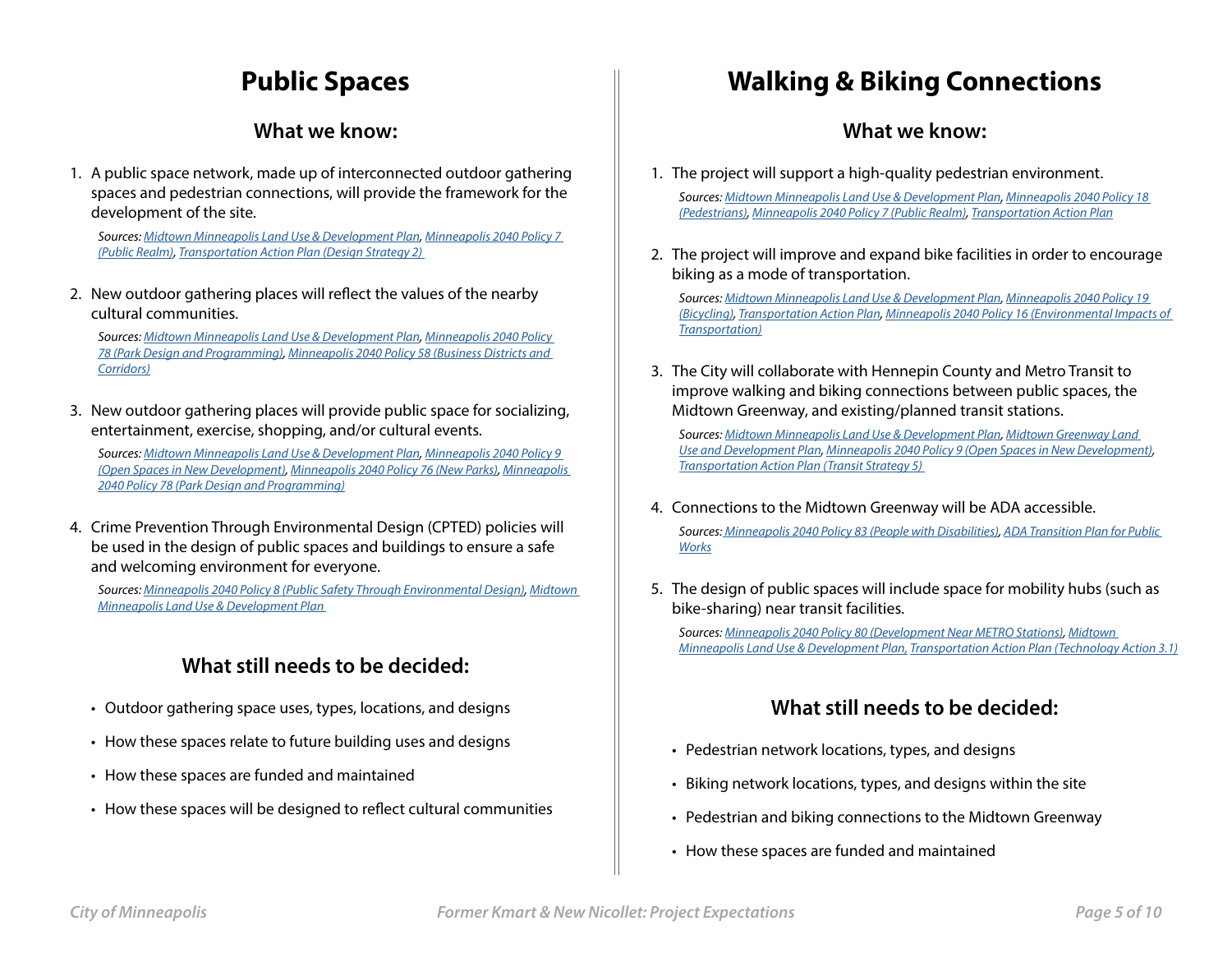# Public Spaces

## What we know:

1. A public space network, made up of interconnected outdoor gathering spaces and pedestrian connections, will provide the framework for the development of the site.

   *Sources: Midtown Minneapolis Land Use & Development Plan, Minneapolis 2040 Policy 7 (Public Realm), Transportation Action Plan (Design Strategy 2)*

2. New outdoor gathering places will reflect the values of the nearby cultural communities.

   *Sources: Midtown Minneapolis Land Use & Development Plan, Minneapolis 2040 Policy 78 (Park Design and Programming), Minneapolis 2040 Policy 58 (Business Districts and Corridors)*

3. New outdoor gathering places will provide public space for socializing, entertainment, exercise, shopping, and/or cultural events.

   *Sources: Midtown Minneapolis Land Use & Development Plan, Minneapolis 2040 Policy 9 (Open Spaces in New Development), Minneapolis 2040 Policy 76 (New Parks), Minneapolis 2040 Policy 78 (Park Design and Programming)*

4. Crime Prevention Through Environmental Design (CPTED) policies will be used in the design of public spaces and buildings to ensure a safe and welcoming environment for everyone.

   *Sources: Minneapolis 2040 Policy 8 (Public Safety Through Environmental Design), Midtown Minneapolis Land Use & Development Plan*

## What still needs to be decided:

- Outdoor gathering space uses, types, locations, and designs
- How these spaces relate to future building uses and designs
- How these spaces are funded and maintained
- How these spaces will be designed to reflect cultural communities

# Walking & Biking Connections

## What we know:

1. The project will support a high-quality pedestrian environment.

   *Sources: Midtown Minneapolis Land Use & Development Plan, Minneapolis 2040 Policy 18 (Pedestrians), Minneapolis 2040 Policy 7 (Public Realm), Transportation Action Plan*

2. The project will improve and expand bike facilities in order to encourage biking as a mode of transportation.

   *Sources: Midtown Minneapolis Land Use & Development Plan, Minneapolis 2040 Policy 19 (Bicycling), Transportation Action Plan, Minneapolis 2040 Policy 16 (Environmental Impacts of Transportation)*

3. The City will collaborate with Hennepin County and Metro Transit to improve walking and biking connections between public spaces, the Midtown Greenway, and existing/planned transit stations.

   *Sources: Midtown Minneapolis Land Use & Development Plan, Midtown Greenway Land Use and Development Plan, Minneapolis 2040 Policy 9 (Open Spaces in New Development), Transportation Action Plan (Transit Strategy 5)*

4. Connections to the Midtown Greenway will be ADA accessible.

   *Sources: Minneapolis 2040 Policy 83 (People with Disabilities), ADA Transition Plan for Public Works*

5. The design of public spaces will include space for mobility hubs (such as bike-sharing) near transit facilities.

   *Sources: Minneapolis 2040 Policy 80 (Development Near METRO Stations), Midtown Minneapolis Land Use & Development Plan, Transportation Action Plan (Technology Action 3.1)*

## What still needs to be decided:

- Pedestrian network locations, types, and designs
- Biking network locations, types, and designs within the site
- Pedestrian and biking connections to the Midtown Greenway
- How these spaces are funded and maintained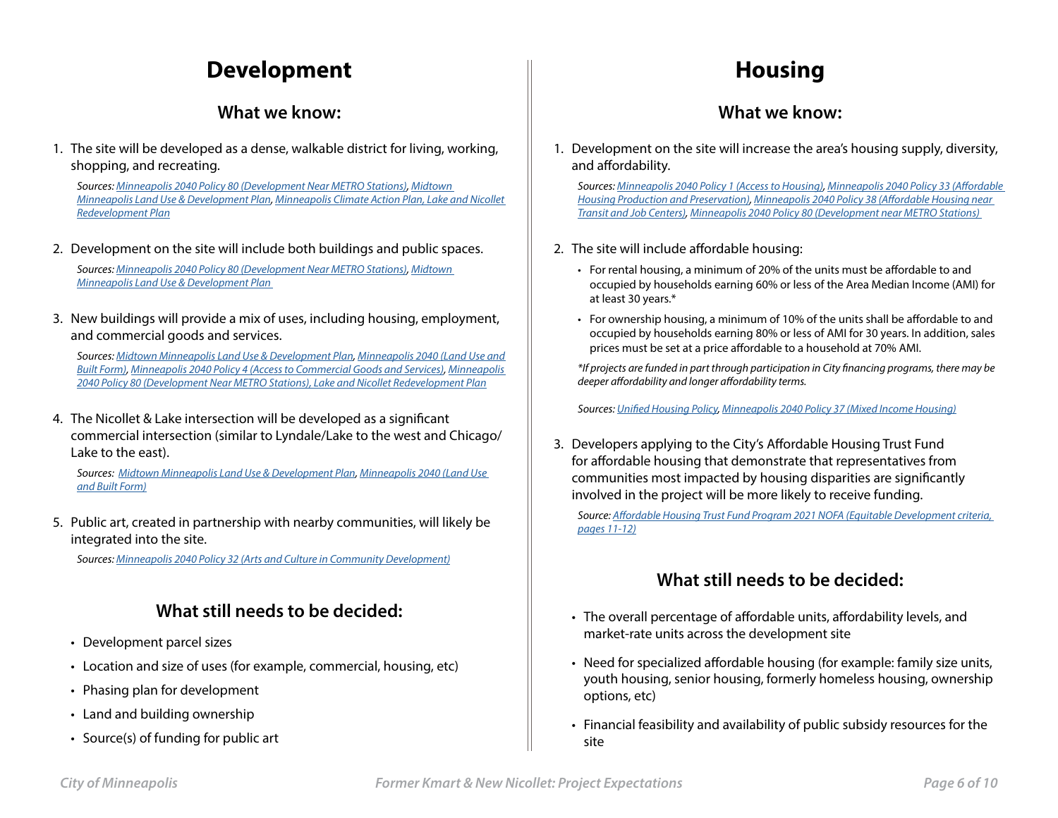# Development

## What we know:

1. The site will be developed as a dense, walkable district for living, working, shopping, and recreating.

   *Sources: Minneapolis 2040 Policy 80 (Development Near METRO Stations), Midtown Minneapolis Land Use & Development Plan, Minneapolis Climate Action Plan, Lake and Nicollet Redevelopment Plan*

2. Development on the site will include both buildings and public spaces.

   *Sources: Minneapolis 2040 Policy 80 (Development Near METRO Stations), Midtown Minneapolis Land Use & Development Plan*

3. New buildings will provide a mix of uses, including housing, employment, and commercial goods and services.

   *Sources: Midtown Minneapolis Land Use & Development Plan, Minneapolis 2040 (Land Use and Built Form), Minneapolis 2040 Policy 4 (Access to Commercial Goods and Services), Minneapolis 2040 Policy 80 (Development Near METRO Stations), Lake and Nicollet Redevelopment Plan*

4. The Nicollet & Lake intersection will be developed as a significant commercial intersection (similar to Lyndale/Lake to the west and Chicago/Lake to the east).

   *Sources: Midtown Minneapolis Land Use & Development Plan, Minneapolis 2040 (Land Use and Built Form)*

5. Public art, created in partnership with nearby communities, will likely be integrated into the site.

   *Sources: Minneapolis 2040 Policy 32 (Arts and Culture in Community Development)*

## What still needs to be decided:

- Development parcel sizes
- Location and size of uses (for example, commercial, housing, etc)
- Phasing plan for development
- Land and building ownership
- Source(s) of funding for public art

# Housing

## What we know:

1. Development on the site will increase the area's housing supply, diversity, and affordability.

   *Sources: Minneapolis 2040 Policy 1 (Access to Housing), Minneapolis 2040 Policy 33 (Affordable Housing Production and Preservation), Minneapolis 2040 Policy 38 (Affordable Housing near Transit and Job Centers), Minneapolis 2040 Policy 80 (Development near METRO Stations)*

2. The site will include affordable housing:
   - For rental housing, a minimum of 20% of the units must be affordable to and occupied by households earning 60% or less of the Area Median Income (AMI) for at least 30 years.*
   - For ownership housing, a minimum of 10% of the units shall be affordable to and occupied by households earning 80% or less of AMI for 30 years. In addition, sales prices must be set at a price affordable to a household at 70% AMI.

   *\*If projects are funded in part through participation in City financing programs, there may be deeper affordability and longer affordability terms.*

   *Sources: Unified Housing Policy, Minneapolis 2040 Policy 37 (Mixed Income Housing)*

3. Developers applying to the City's Affordable Housing Trust Fund for affordable housing that demonstrate that representatives from communities most impacted by housing disparities are significantly involved in the project will be more likely to receive funding.

   *Source: Affordable Housing Trust Fund Program 2021 NOFA (Equitable Development criteria, pages 11-12)*

## What still needs to be decided:

- The overall percentage of affordable units, affordability levels, and market-rate units across the development site
- Need for specialized affordable housing (for example: family size units, youth housing, senior housing, formerly homeless housing, ownership options, etc)
- Financial feasibility and availability of public subsidy resources for the site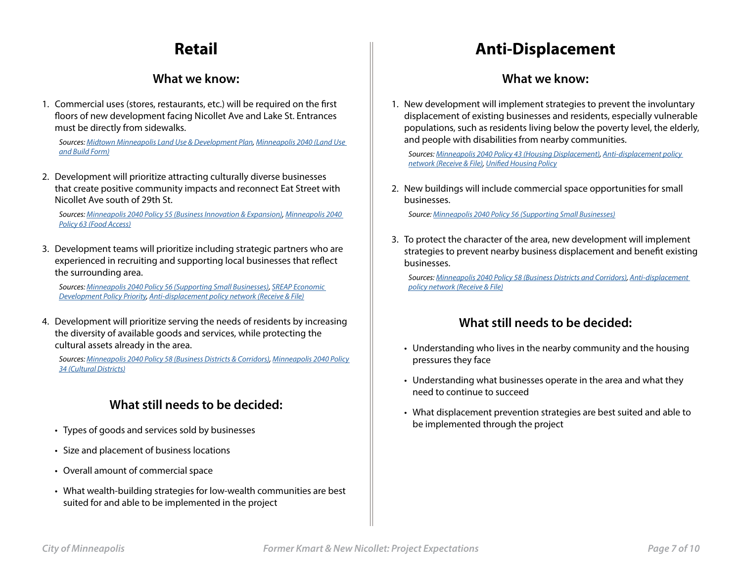# Retail

## What we know:

1. Commercial uses (stores, restaurants, etc.) will be required on the first floors of new development facing Nicollet Ave and Lake St. Entrances must be directly from sidewalks.

   *Sources: Midtown Minneapolis Land Use & Development Plan, Minneapolis 2040 (Land Use and Build Form)*

2. Development will prioritize attracting culturally diverse businesses that create positive community impacts and reconnect Eat Street with Nicollet Ave south of 29th St.

   *Sources: Minneapolis 2040 Policy 55 (Business Innovation & Expansion), Minneapolis 2040 Policy 63 (Food Access)*

3. Development teams will prioritize including strategic partners who are experienced in recruiting and supporting local businesses that reflect the surrounding area.

   *Sources: Minneapolis 2040 Policy 56 (Supporting Small Businesses), SREAP Economic Development Policy Priority, Anti-displacement policy network (Receive & File)*

4. Development will prioritize serving the needs of residents by increasing the diversity of available goods and services, while protecting the cultural assets already in the area.

   *Sources: Minneapolis 2040 Policy 58 (Business Districts & Corridors), Minneapolis 2040 Policy 34 (Cultural Districts)*

## What still needs to be decided:

- Types of goods and services sold by businesses
- Size and placement of business locations
- Overall amount of commercial space
- What wealth-building strategies for low-wealth communities are best suited for and able to be implemented in the project

# Anti-Displacement

## What we know:

1. New development will implement strategies to prevent the involuntary displacement of existing businesses and residents, especially vulnerable populations, such as residents living below the poverty level, the elderly, and people with disabilities from nearby communities.

   *Sources: Minneapolis 2040 Policy 43 (Housing Displacement), Anti-displacement policy network (Receive & File), Unified Housing Policy*

2. New buildings will include commercial space opportunities for small businesses.

   *Source: Minneapolis 2040 Policy 56 (Supporting Small Businesses)*

3. To protect the character of the area, new development will implement strategies to prevent nearby business displacement and benefit existing businesses.

   *Sources: Minneapolis 2040 Policy 58 (Business Districts and Corridors), Anti-displacement policy network (Receive & File)*

## What still needs to be decided:

- Understanding who lives in the nearby community and the housing pressures they face
- Understanding what businesses operate in the area and what they need to continue to succeed
- What displacement prevention strategies are best suited and able to be implemented through the project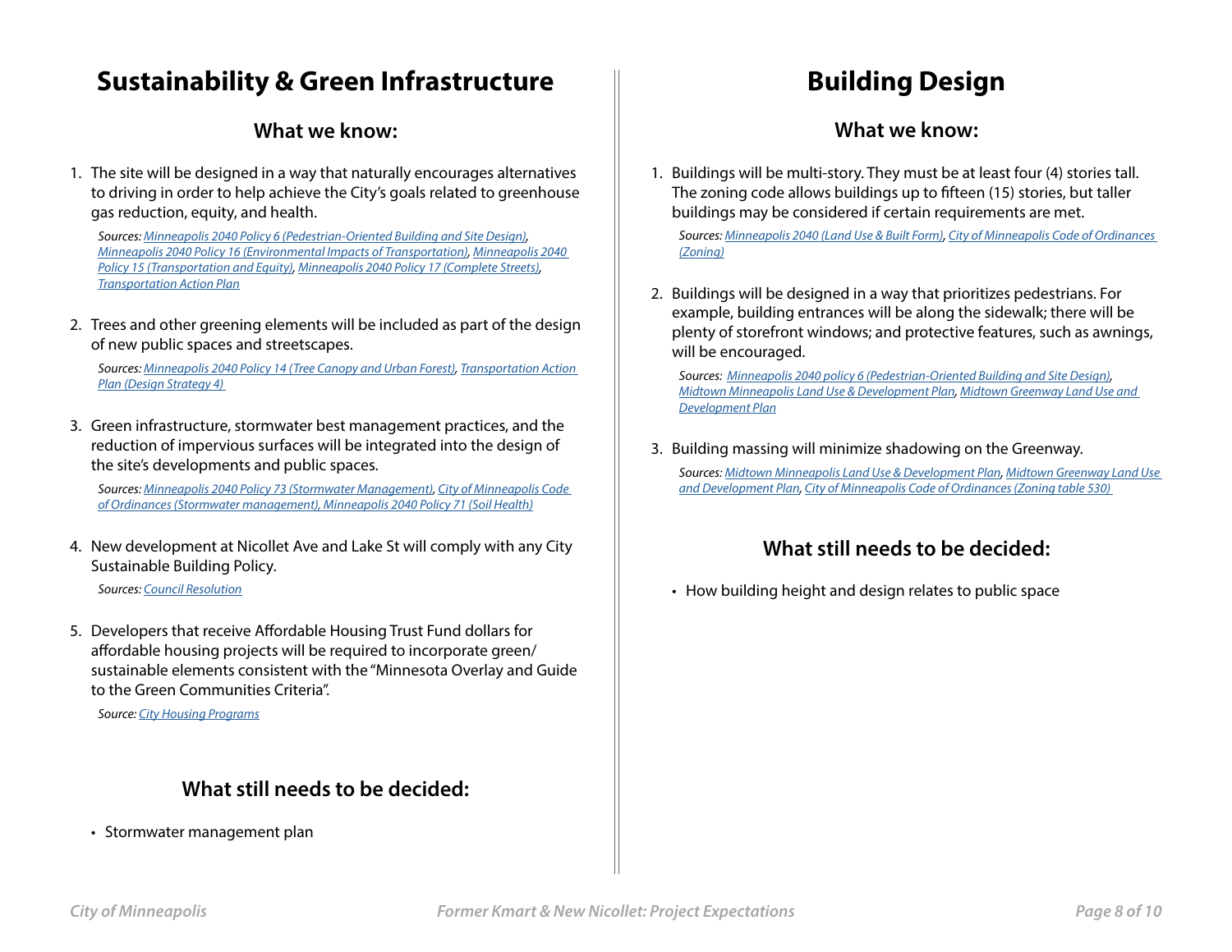# Sustainability & Green Infrastructure

## What we know:

1. The site will be designed in a way that naturally encourages alternatives to driving in order to help achieve the City's goals related to greenhouse gas reduction, equity, and health.

   *Sources: Minneapolis 2040 Policy 6 (Pedestrian-Oriented Building and Site Design), Minneapolis 2040 Policy 16 (Environmental Impacts of Transportation), Minneapolis 2040 Policy 15 (Transportation and Equity), Minneapolis 2040 Policy 17 (Complete Streets), Transportation Action Plan*

2. Trees and other greening elements will be included as part of the design of new public spaces and streetscapes.

   *Sources: Minneapolis 2040 Policy 14 (Tree Canopy and Urban Forest), Transportation Action Plan (Design Strategy 4)*

3. Green infrastructure, stormwater best management practices, and the reduction of impervious surfaces will be integrated into the design of the site's developments and public spaces.

   *Sources: Minneapolis 2040 Policy 73 (Stormwater Management), City of Minneapolis Code of Ordinances (Stormwater management), Minneapolis 2040 Policy 71 (Soil Health)*

4. New development at Nicollet Ave and Lake St will comply with any City Sustainable Building Policy.

   *Sources: Council Resolution*

5. Developers that receive Affordable Housing Trust Fund dollars for affordable housing projects will be required to incorporate green/ sustainable elements consistent with the "Minnesota Overlay and Guide to the Green Communities Criteria".

   *Source: City Housing Programs*

## What still needs to be decided:

- Stormwater management plan

# Building Design

## What we know:

1. Buildings will be multi-story. They must be at least four (4) stories tall. The zoning code allows buildings up to fifteen (15) stories, but taller buildings may be considered if certain requirements are met.

   *Sources: Minneapolis 2040 (Land Use & Built Form), City of Minneapolis Code of Ordinances (Zoning)*

2. Buildings will be designed in a way that prioritizes pedestrians. For example, building entrances will be along the sidewalk; there will be plenty of storefront windows; and protective features, such as awnings, will be encouraged.

   *Sources: Minneapolis 2040 policy 6 (Pedestrian-Oriented Building and Site Design), Midtown Minneapolis Land Use & Development Plan, Midtown Greenway Land Use and Development Plan*

3. Building massing will minimize shadowing on the Greenway.

   *Sources: Midtown Minneapolis Land Use & Development Plan, Midtown Greenway Land Use and Development Plan, City of Minneapolis Code of Ordinances (Zoning table 530)*

## What still needs to be decided:

- How building height and design relates to public space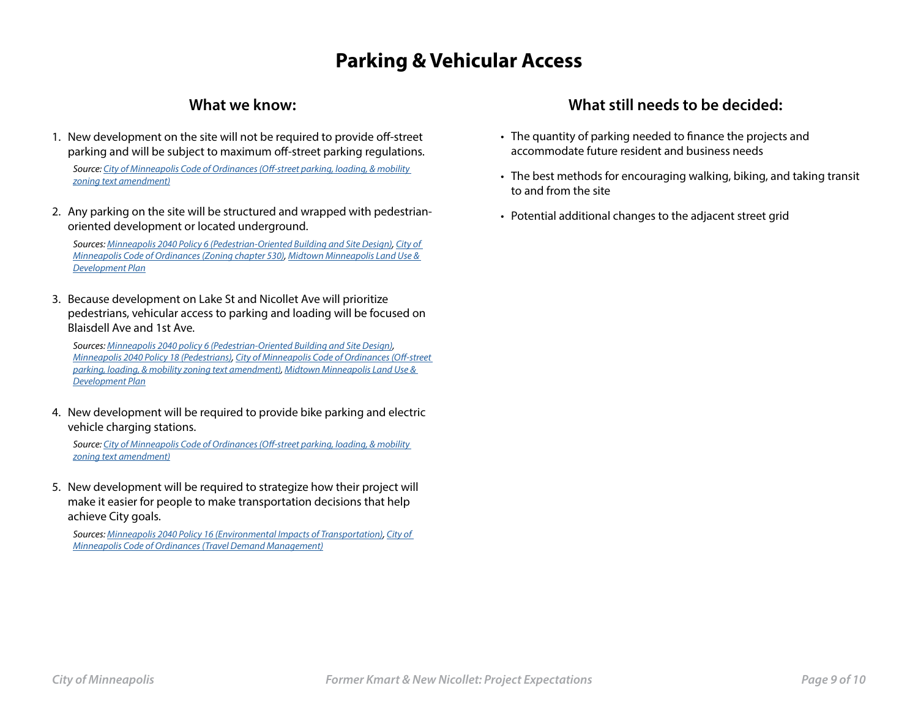# Parking & Vehicular Access

## What we know:

1. New development on the site will not be required to provide off-street parking and will be subject to maximum off-street parking regulations.

   *Source: City of Minneapolis Code of Ordinances (Off-street parking, loading, & mobility zoning text amendment)*

2. Any parking on the site will be structured and wrapped with pedestrian-oriented development or located underground.

   *Sources: Minneapolis 2040 Policy 6 (Pedestrian-Oriented Building and Site Design), City of Minneapolis Code of Ordinances (Zoning chapter 530), Midtown Minneapolis Land Use & Development Plan*

3. Because development on Lake St and Nicollet Ave will prioritize pedestrians, vehicular access to parking and loading will be focused on Blaisdell Ave and 1st Ave.

   *Sources: Minneapolis 2040 policy 6 (Pedestrian-Oriented Building and Site Design), Minneapolis 2040 Policy 18 (Pedestrians), City of Minneapolis Code of Ordinances (Off-street parking, loading, & mobility zoning text amendment), Midtown Minneapolis Land Use & Development Plan*

4. New development will be required to provide bike parking and electric vehicle charging stations.

   *Source: City of Minneapolis Code of Ordinances (Off-street parking, loading, & mobility zoning text amendment)*

5. New development will be required to strategize how their project will make it easier for people to make transportation decisions that help achieve City goals.

   *Sources: Minneapolis 2040 Policy 16 (Environmental Impacts of Transportation), City of Minneapolis Code of Ordinances (Travel Demand Management)*

## What still needs to be decided:

- The quantity of parking needed to finance the projects and accommodate future resident and business needs
- The best methods for encouraging walking, biking, and taking transit to and from the site
- Potential additional changes to the adjacent street grid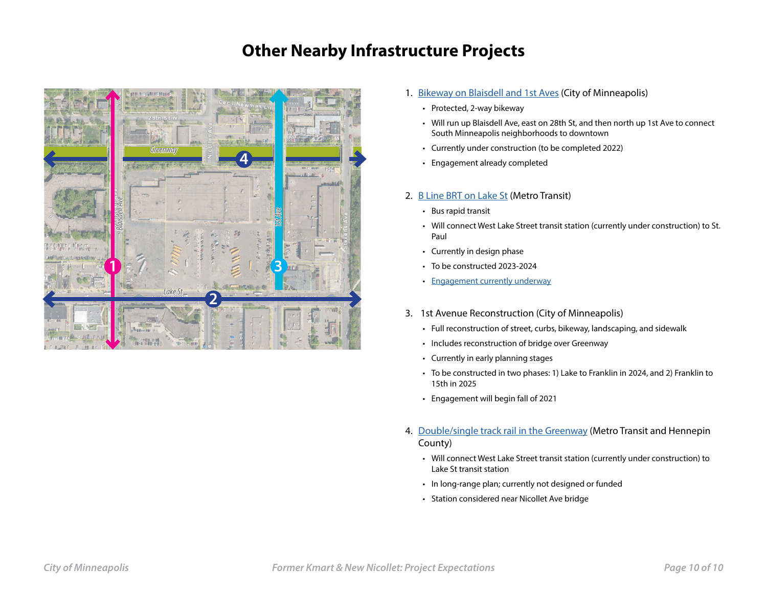# Other Nearby Infrastructure Projects

Greenway
Blaisdell Ave
1st Ave
Lake St
Nicollet Ave
28th St W
Cecil Newman Ln
Stevens Ave
1
2
3
4

1. Bikeway on Blaisdell and 1st Aves (City of Minneapolis)
   - Protected, 2-way bikeway
   - Will run up Blaisdell Ave, east on 28th St, and then north up 1st Ave to connect South Minneapolis neighborhoods to downtown
   - Currently under construction (to be completed 2022)
   - Engagement already completed

2. B Line BRT on Lake St (Metro Transit)
   - Bus rapid transit
   - Will connect West Lake Street transit station (currently under construction) to St. Paul
   - Currently in design phase
   - To be constructed 2023-2024
   - Engagement currently underway

3. 1st Avenue Reconstruction (City of Minneapolis)
   - Full reconstruction of street, curbs, bikeway, landscaping, and sidewalk
   - Includes reconstruction of bridge over Greenway
   - Currently in early planning stages
   - To be constructed in two phases: 1) Lake to Franklin in 2024, and 2) Franklin to 15th in 2025
   - Engagement will begin fall of 2021

4. Double/single track rail in the Greenway (Metro Transit and Hennepin County)
   - Will connect West Lake Street transit station (currently under construction) to Lake St transit station
   - In long-range plan; currently not designed or funded
   - Station considered near Nicollet Ave bridge